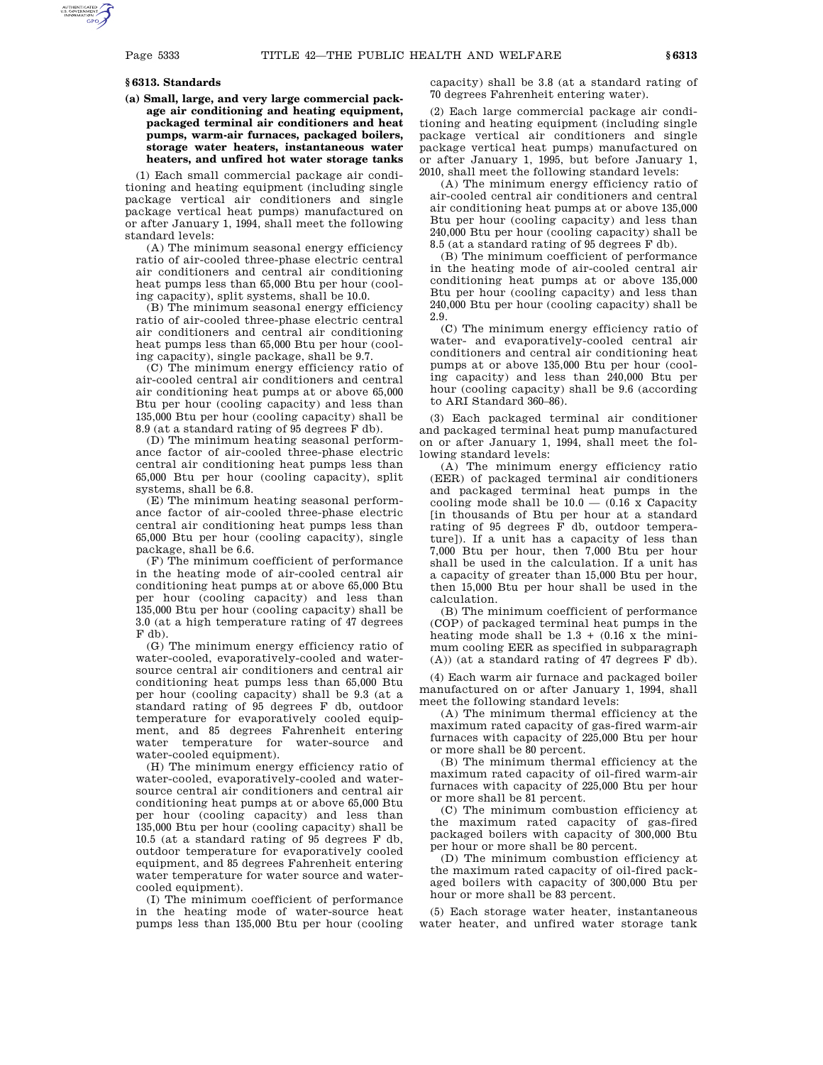## § 6313. Standards

### (a) Small, large, and very large commercial package air conditioning and heating equipment, packaged terminal air conditioners and heat pumps, warm-air furnaces, packaged boilers, storage water heaters, instantaneous water heaters, and unfired hot water storage tanks

(1) Each small commercial package air conditioning and heating equipment (including single package vertical air conditioners and single package vertical heat pumps) manufactured on or after January 1, 1994, shall meet the following standard levels:

(A) The minimum seasonal energy efficiency ratio of air-cooled three-phase electric central air conditioners and central air conditioning heat pumps less than 65,000 Btu per hour (cooling capacity), split systems, shall be 10.0.

(B) The minimum seasonal energy efficiency ratio of air-cooled three-phase electric central air conditioners and central air conditioning heat pumps less than 65,000 Btu per hour (cooling capacity), single package, shall be 9.7.

(C) The minimum energy efficiency ratio of air-cooled central air conditioners and central air conditioning heat pumps at or above 65,000 Btu per hour (cooling capacity) and less than 135,000 Btu per hour (cooling capacity) shall be 8.9 (at a standard rating of 95 degrees F db).

(D) The minimum heating seasonal performance factor of air-cooled three-phase electric central air conditioning heat pumps less than 65,000 Btu per hour (cooling capacity), split systems, shall be 6.8.

(E) The minimum heating seasonal performance factor of air-cooled three-phase electric central air conditioning heat pumps less than 65,000 Btu per hour (cooling capacity), single package, shall be 6.6.

(F) The minimum coefficient of performance in the heating mode of air-cooled central air conditioning heat pumps at or above 65,000 Btu per hour (cooling capacity) and less than 135,000 Btu per hour (cooling capacity) shall be 3.0 (at a high temperature rating of 47 degrees F db).

(G) The minimum energy efficiency ratio of water-cooled, evaporatively-cooled and water-source central air conditioners and central air conditioning heat pumps less than 65,000 Btu per hour (cooling capacity) shall be 9.3 (at a standard rating of 95 degrees F db, outdoor temperature for evaporatively cooled equipment, and 85 degrees Fahrenheit entering water temperature for water-source and water-cooled equipment).

(H) The minimum energy efficiency ratio of water-cooled, evaporatively-cooled and water-source central air conditioners and central air conditioning heat pumps at or above 65,000 Btu per hour (cooling capacity) and less than 135,000 Btu per hour (cooling capacity) shall be 10.5 (at a standard rating of 95 degrees F db, outdoor temperature for evaporatively cooled equipment, and 85 degrees Fahrenheit entering water temperature for water source and water-cooled equipment).

(I) The minimum coefficient of performance in the heating mode of water-source heat pumps less than 135,000 Btu per hour (cooling capacity) shall be 3.8 (at a standard rating of 70 degrees Fahrenheit entering water).

(2) Each large commercial package air conditioning and heating equipment (including single package vertical air conditioners and single package vertical heat pumps) manufactured on or after January 1, 1995, but before January 1, 2010, shall meet the following standard levels:

(A) The minimum energy efficiency ratio of air-cooled central air conditioners and central air conditioning heat pumps at or above 135,000 Btu per hour (cooling capacity) and less than 240,000 Btu per hour (cooling capacity) shall be 8.5 (at a standard rating of 95 degrees F db).

(B) The minimum coefficient of performance in the heating mode of air-cooled central air conditioning heat pumps at or above 135,000 Btu per hour (cooling capacity) and less than 240,000 Btu per hour (cooling capacity) shall be 2.9.

(C) The minimum energy efficiency ratio of water- and evaporatively-cooled central air conditioners and central air conditioning heat pumps at or above 135,000 Btu per hour (cooling capacity) and less than 240,000 Btu per hour (cooling capacity) shall be 9.6 (according to ARI Standard 360–86).

(3) Each packaged terminal air conditioner and packaged terminal heat pump manufactured on or after January 1, 1994, shall meet the following standard levels:

(A) The minimum energy efficiency ratio (EER) of packaged terminal air conditioners and packaged terminal heat pumps in the cooling mode shall be 10.0 — (0.16 x Capacity [in thousands of Btu per hour at a standard rating of 95 degrees F db, outdoor temperature]). If a unit has a capacity of less than 7,000 Btu per hour, then 7,000 Btu per hour shall be used in the calculation. If a unit has a capacity of greater than 15,000 Btu per hour, then 15,000 Btu per hour shall be used in the calculation.

(B) The minimum coefficient of performance (COP) of packaged terminal heat pumps in the heating mode shall be 1.3 + (0.16 x the minimum cooling EER as specified in subparagraph (A)) (at a standard rating of 47 degrees F db).

(4) Each warm air furnace and packaged boiler manufactured on or after January 1, 1994, shall meet the following standard levels:

(A) The minimum thermal efficiency at the maximum rated capacity of gas-fired warm-air furnaces with capacity of 225,000 Btu per hour or more shall be 80 percent.

(B) The minimum thermal efficiency at the maximum rated capacity of oil-fired warm-air furnaces with capacity of 225,000 Btu per hour or more shall be 81 percent.

(C) The minimum combustion efficiency at the maximum rated capacity of gas-fired packaged boilers with capacity of 300,000 Btu per hour or more shall be 80 percent.

(D) The minimum combustion efficiency at the maximum rated capacity of oil-fired packaged boilers with capacity of 300,000 Btu per hour or more shall be 83 percent.

(5) Each storage water heater, instantaneous water heater, and unfired water storage tank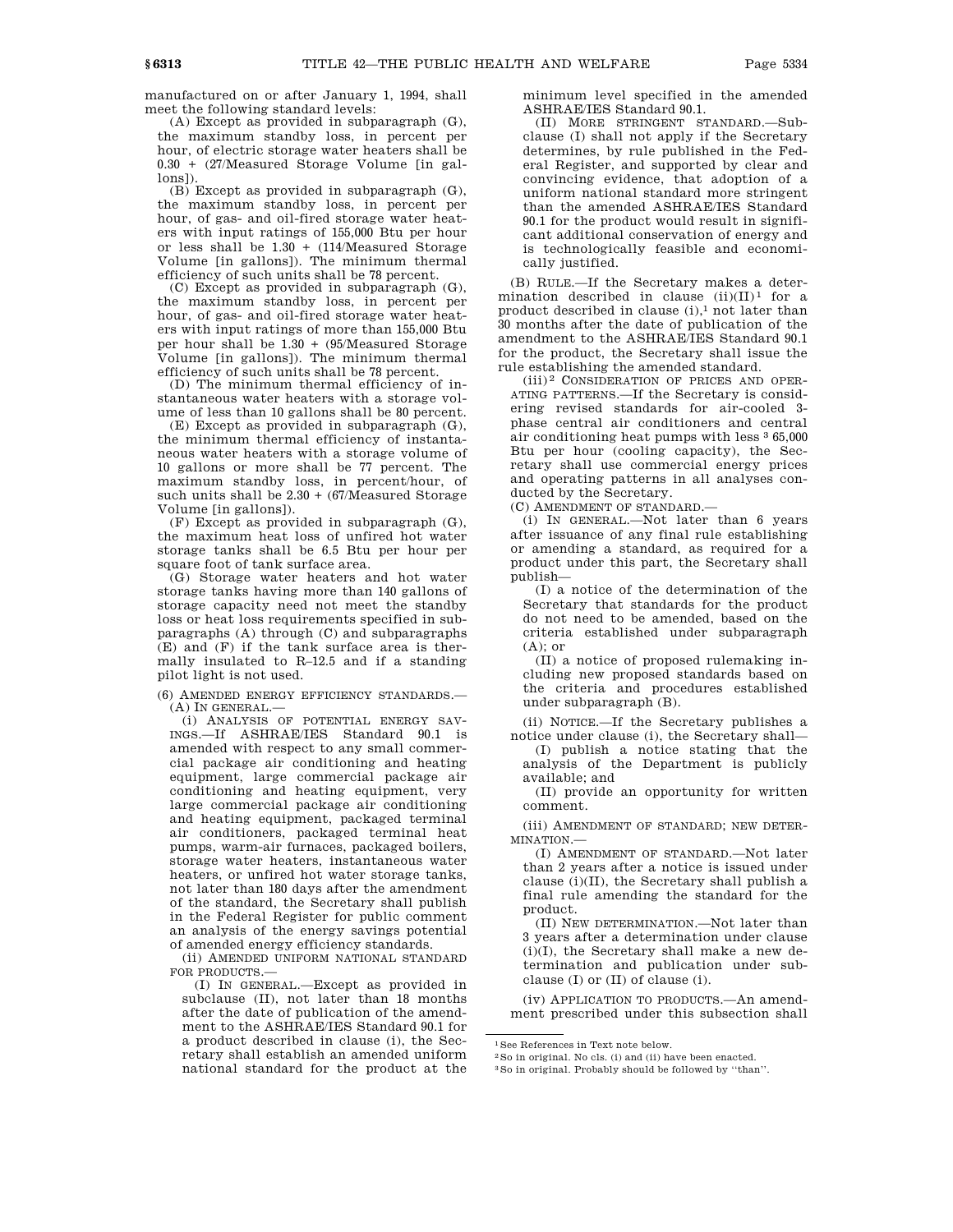manufactured on or after January 1, 1994, shall meet the following standard levels:

(A) Except as provided in subparagraph (G), the maximum standby loss, in percent per hour, of electric storage water heaters shall be 0.30 + (27/Measured Storage Volume [in gallons]).

(B) Except as provided in subparagraph (G), the maximum standby loss, in percent per hour, of gas- and oil-fired storage water heaters with input ratings of 155,000 Btu per hour or less shall be 1.30 + (114/Measured Storage Volume [in gallons]). The minimum thermal efficiency of such units shall be 78 percent.

(C) Except as provided in subparagraph (G), the maximum standby loss, in percent per hour, of gas- and oil-fired storage water heaters with input ratings of more than 155,000 Btu per hour shall be 1.30 + (95/Measured Storage Volume [in gallons]). The minimum thermal efficiency of such units shall be 78 percent.

(D) The minimum thermal efficiency of instantaneous water heaters with a storage volume of less than 10 gallons shall be 80 percent.

(E) Except as provided in subparagraph (G), the minimum thermal efficiency of instantaneous water heaters with a storage volume of 10 gallons or more shall be 77 percent. The maximum standby loss, in percent/hour, of such units shall be 2.30 + (67/Measured Storage Volume [in gallons]).

(F) Except as provided in subparagraph (G), the maximum heat loss of unfired hot water storage tanks shall be 6.5 Btu per hour per square foot of tank surface area.

(G) Storage water heaters and hot water storage tanks having more than 140 gallons of storage capacity need not meet the standby loss or heat loss requirements specified in subparagraphs (A) through (C) and subparagraphs (E) and (F) if the tank surface area is thermally insulated to R–12.5 and if a standing pilot light is not used.

(6) AMENDED ENERGY EFFICIENCY STANDARDS.—

(A) IN GENERAL.—

(i) ANALYSIS OF POTENTIAL ENERGY SAVINGS.—If ASHRAE/IES Standard 90.1 is amended with respect to any small commercial package air conditioning and heating equipment, large commercial package air conditioning and heating equipment, very large commercial package air conditioning and heating equipment, packaged terminal air conditioners, packaged terminal heat pumps, warm-air furnaces, packaged boilers, storage water heaters, instantaneous water heaters, or unfired hot water storage tanks, not later than 180 days after the amendment of the standard, the Secretary shall publish in the Federal Register for public comment an analysis of the energy savings potential of amended energy efficiency standards.

(ii) AMENDED UNIFORM NATIONAL STANDARD FOR PRODUCTS.—

(I) IN GENERAL.—Except as provided in subclause (II), not later than 18 months after the date of publication of the amendment to the ASHRAE/IES Standard 90.1 for a product described in clause (i), the Secretary shall establish an amended uniform national standard for the product at the minimum level specified in the amended ASHRAE/IES Standard 90.1.

(II) MORE STRINGENT STANDARD.—Subclause (I) shall not apply if the Secretary determines, by rule published in the Federal Register, and supported by clear and convincing evidence, that adoption of a uniform national standard more stringent than the amended ASHRAE/IES Standard 90.1 for the product would result in significant additional conservation of energy and is technologically feasible and economically justified.

(B) RULE.—If the Secretary makes a determination described in clause (ii)(II)[1] for a product described in clause (i),[1] not later than 30 months after the date of publication of the amendment to the ASHRAE/IES Standard 90.1 for the product, the Secretary shall issue the rule establishing the amended standard.

(iii)[2] CONSIDERATION OF PRICES AND OPERATING PATTERNS.—If the Secretary is considering revised standards for air-cooled 3-phase central air conditioners and central air conditioning heat pumps with less[3] 65,000 Btu per hour (cooling capacity), the Secretary shall use commercial energy prices and operating patterns in all analyses conducted by the Secretary.

(C) AMENDMENT OF STANDARD.—

(i) IN GENERAL.—Not later than 6 years after issuance of any final rule establishing or amending a standard, as required for a product under this part, the Secretary shall publish—

(I) a notice of the determination of the Secretary that standards for the product do not need to be amended, based on the criteria established under subparagraph (A); or

(II) a notice of proposed rulemaking including new proposed standards based on the criteria and procedures established under subparagraph (B).

(ii) NOTICE.—If the Secretary publishes a notice under clause (i), the Secretary shall—

(I) publish a notice stating that the analysis of the Department is publicly available; and

(II) provide an opportunity for written comment.

(iii) AMENDMENT OF STANDARD; NEW DETERMINATION.—

(I) AMENDMENT OF STANDARD.—Not later than 2 years after a notice is issued under clause (i)(II), the Secretary shall publish a final rule amending the standard for the product.

(II) NEW DETERMINATION.—Not later than 3 years after a determination under clause (i)(I), the Secretary shall make a new determination and publication under subclause (I) or (II) of clause (i).

(iv) APPLICATION TO PRODUCTS.—An amendment prescribed under this subsection shall

---

[1] See References in Text note below.

[2] So in original. No cls. (i) and (ii) have been enacted.

[3] So in original. Probably should be followed by "than".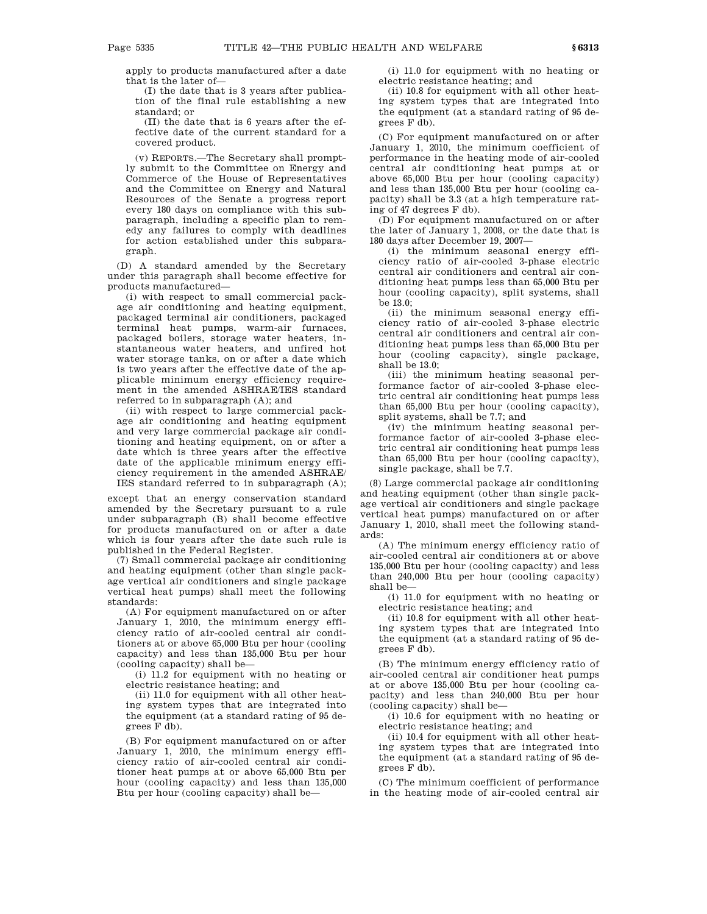apply to products manufactured after a date that is the later of—

(I) the date that is 3 years after publication of the final rule establishing a new standard; or

(II) the date that is 6 years after the effective date of the current standard for a covered product.

(v) REPORTS.—The Secretary shall promptly submit to the Committee on Energy and Commerce of the House of Representatives and the Committee on Energy and Natural Resources of the Senate a progress report every 180 days on compliance with this subparagraph, including a specific plan to remedy any failures to comply with deadlines for action established under this subparagraph.

(D) A standard amended by the Secretary under this paragraph shall become effective for products manufactured—

(i) with respect to small commercial package air conditioning and heating equipment, packaged terminal air conditioners, packaged terminal heat pumps, warm-air furnaces, packaged boilers, storage water heaters, instantaneous water heaters, and unfired hot water storage tanks, on or after a date which is two years after the effective date of the applicable minimum energy efficiency requirement in the amended ASHRAE/IES standard referred to in subparagraph (A); and

(ii) with respect to large commercial package air conditioning and heating equipment and very large commercial package air conditioning and heating equipment, on or after a date which is three years after the effective date of the applicable minimum energy efficiency requirement in the amended ASHRAE/IES standard referred to in subparagraph (A);

except that an energy conservation standard amended by the Secretary pursuant to a rule under subparagraph (B) shall become effective for products manufactured on or after a date which is four years after the date such rule is published in the Federal Register.

(7) Small commercial package air conditioning and heating equipment (other than single package vertical air conditioners and single package vertical heat pumps) shall meet the following standards:

(A) For equipment manufactured on or after January 1, 2010, the minimum energy efficiency ratio of air-cooled central air conditioners at or above 65,000 Btu per hour (cooling capacity) and less than 135,000 Btu per hour (cooling capacity) shall be—

(i) 11.2 for equipment with no heating or electric resistance heating; and

(ii) 11.0 for equipment with all other heating system types that are integrated into the equipment (at a standard rating of 95 degrees F db).

(B) For equipment manufactured on or after January 1, 2010, the minimum energy efficiency ratio of air-cooled central air conditioner heat pumps at or above 65,000 Btu per hour (cooling capacity) and less than 135,000 Btu per hour (cooling capacity) shall be—

(i) 11.0 for equipment with no heating or electric resistance heating; and

(ii) 10.8 for equipment with all other heating system types that are integrated into the equipment (at a standard rating of 95 degrees F db).

(C) For equipment manufactured on or after January 1, 2010, the minimum coefficient of performance in the heating mode of air-cooled central air conditioning heat pumps at or above 65,000 Btu per hour (cooling capacity) and less than 135,000 Btu per hour (cooling capacity) shall be 3.3 (at a high temperature rating of 47 degrees F db).

(D) For equipment manufactured on or after the later of January 1, 2008, or the date that is 180 days after December 19, 2007—

(i) the minimum seasonal energy efficiency ratio of air-cooled 3-phase electric central air conditioners and central air conditioning heat pumps less than 65,000 Btu per hour (cooling capacity), split systems, shall be 13.0;

(ii) the minimum seasonal energy efficiency ratio of air-cooled 3-phase electric central air conditioners and central air conditioning heat pumps less than 65,000 Btu per hour (cooling capacity), single package, shall be 13.0;

(iii) the minimum heating seasonal performance factor of air-cooled 3-phase electric central air conditioning heat pumps less than 65,000 Btu per hour (cooling capacity), split systems, shall be 7.7; and

(iv) the minimum heating seasonal performance factor of air-cooled 3-phase electric central air conditioning heat pumps less than 65,000 Btu per hour (cooling capacity), single package, shall be 7.7.

(8) Large commercial package air conditioning and heating equipment (other than single package vertical air conditioners and single package vertical heat pumps) manufactured on or after January 1, 2010, shall meet the following standards:

(A) The minimum energy efficiency ratio of air-cooled central air conditioners at or above 135,000 Btu per hour (cooling capacity) and less than 240,000 Btu per hour (cooling capacity) shall be—

(i) 11.0 for equipment with no heating or electric resistance heating; and

(ii) 10.8 for equipment with all other heating system types that are integrated into the equipment (at a standard rating of 95 degrees F db).

(B) The minimum energy efficiency ratio of air-cooled central air conditioner heat pumps at or above 135,000 Btu per hour (cooling capacity) and less than 240,000 Btu per hour (cooling capacity) shall be—

(i) 10.6 for equipment with no heating or electric resistance heating; and

(ii) 10.4 for equipment with all other heating system types that are integrated into the equipment (at a standard rating of 95 degrees F db).

(C) The minimum coefficient of performance in the heating mode of air-cooled central air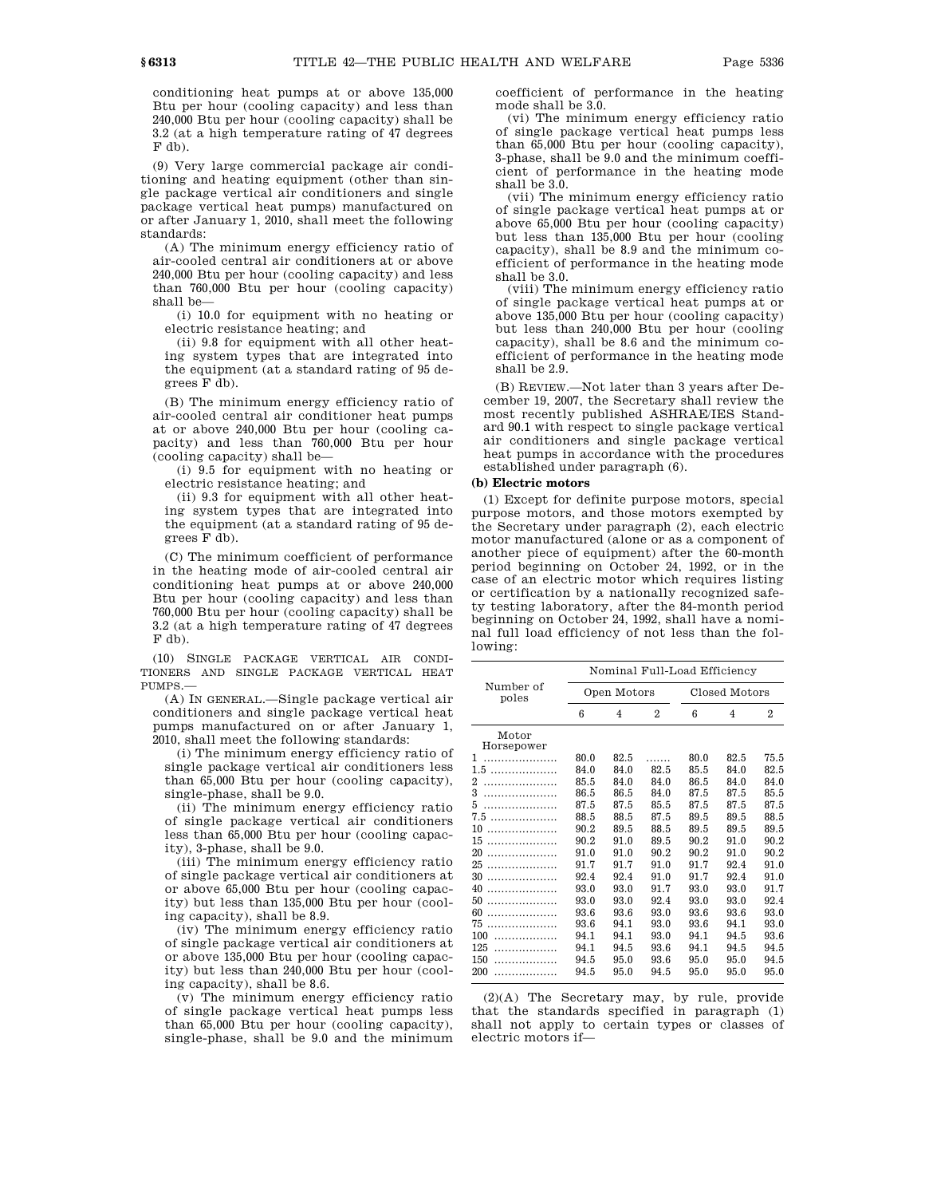conditioning heat pumps at or above 135,000 Btu per hour (cooling capacity) and less than 240,000 Btu per hour (cooling capacity) shall be 3.2 (at a high temperature rating of 47 degrees F db).

(9) Very large commercial package air conditioning and heating equipment (other than single package vertical air conditioners and single package vertical heat pumps) manufactured on or after January 1, 2010, shall meet the following standards:

(A) The minimum energy efficiency ratio of air-cooled central air conditioners at or above 240,000 Btu per hour (cooling capacity) and less than 760,000 Btu per hour (cooling capacity) shall be—

(i) 10.0 for equipment with no heating or electric resistance heating; and

(ii) 9.8 for equipment with all other heating system types that are integrated into the equipment (at a standard rating of 95 degrees F db).

(B) The minimum energy efficiency ratio of air-cooled central air conditioner heat pumps at or above 240,000 Btu per hour (cooling capacity) and less than 760,000 Btu per hour (cooling capacity) shall be—

(i) 9.5 for equipment with no heating or electric resistance heating; and

(ii) 9.3 for equipment with all other heating system types that are integrated into the equipment (at a standard rating of 95 degrees F db).

(C) The minimum coefficient of performance in the heating mode of air-cooled central air conditioning heat pumps at or above 240,000 Btu per hour (cooling capacity) and less than 760,000 Btu per hour (cooling capacity) shall be 3.2 (at a high temperature rating of 47 degrees F db).

(10) SINGLE PACKAGE VERTICAL AIR CONDITIONERS AND SINGLE PACKAGE VERTICAL HEAT PUMPS.—

(A) IN GENERAL.—Single package vertical air conditioners and single package vertical heat pumps manufactured on or after January 1, 2010, shall meet the following standards:

(i) The minimum energy efficiency ratio of single package vertical air conditioners less than 65,000 Btu per hour (cooling capacity), single-phase, shall be 9.0.

(ii) The minimum energy efficiency ratio of single package vertical air conditioners less than 65,000 Btu per hour (cooling capacity), 3-phase, shall be 9.0.

(iii) The minimum energy efficiency ratio of single package vertical air conditioners at or above 65,000 Btu per hour (cooling capacity) but less than 135,000 Btu per hour (cooling capacity), shall be 8.9.

(iv) The minimum energy efficiency ratio of single package vertical air conditioners at or above 135,000 Btu per hour (cooling capacity) but less than 240,000 Btu per hour (cooling capacity), shall be 8.6.

(v) The minimum energy efficiency ratio of single package vertical heat pumps less than 65,000 Btu per hour (cooling capacity), single-phase, shall be 9.0 and the minimum coefficient of performance in the heating mode shall be 3.0.

(vi) The minimum energy efficiency ratio of single package vertical heat pumps less than 65,000 Btu per hour (cooling capacity), 3-phase, shall be 9.0 and the minimum coefficient of performance in the heating mode shall be 3.0.

(vii) The minimum energy efficiency ratio of single package vertical heat pumps at or above 65,000 Btu per hour (cooling capacity) but less than 135,000 Btu per hour (cooling capacity), shall be 8.9 and the minimum coefficient of performance in the heating mode shall be 3.0.

(viii) The minimum energy efficiency ratio of single package vertical heat pumps at or above 135,000 Btu per hour (cooling capacity) but less than 240,000 Btu per hour (cooling capacity), shall be 8.6 and the minimum coefficient of performance in the heating mode shall be 2.9.

(B) REVIEW.—Not later than 3 years after December 19, 2007, the Secretary shall review the most recently published ASHRAE/IES Standard 90.1 with respect to single package vertical air conditioners and single package vertical heat pumps in accordance with the procedures established under paragraph (6).

**(b) Electric motors**

(1) Except for definite purpose motors, special purpose motors, and those motors exempted by the Secretary under paragraph (2), each electric motor manufactured (alone or as a component of another piece of equipment) after the 60-month period beginning on October 24, 1992, or in the case of an electric motor which requires listing or certification by a nationally recognized safety testing laboratory, after the 84-month period beginning on October 24, 1992, shall have a nominal full load efficiency of not less than the following:

| Number of poles | Nominal Full-Load Efficiency | | | | | |
|---|---|---|---|---|---|---|
| | Open Motors | | | Closed Motors | | |
| | 6 | 4 | 2 | 6 | 4 | 2 |
| Motor Horsepower | | | | | | |
| 1 | 80.0 | 82.5 | ....... | 80.0 | 82.5 | 75.5 |
| 1.5 | 84.0 | 84.0 | 82.5 | 85.5 | 84.0 | 82.5 |
| 2 | 85.5 | 84.0 | 84.0 | 86.5 | 84.0 | 84.0 |
| 3 | 86.5 | 86.5 | 84.0 | 87.5 | 87.5 | 85.5 |
| 5 | 87.5 | 87.5 | 85.5 | 87.5 | 87.5 | 87.5 |
| 7.5 | 88.5 | 88.5 | 87.5 | 89.5 | 89.5 | 88.5 |
| 10 | 90.2 | 89.5 | 88.5 | 89.5 | 89.5 | 89.5 |
| 15 | 90.2 | 91.0 | 89.5 | 90.2 | 91.0 | 90.2 |
| 20 | 91.0 | 91.0 | 90.2 | 90.2 | 91.0 | 90.2 |
| 25 | 91.7 | 91.7 | 91.0 | 91.7 | 92.4 | 91.0 |
| 30 | 92.4 | 92.4 | 91.0 | 91.7 | 92.4 | 91.0 |
| 40 | 93.0 | 93.0 | 91.7 | 93.0 | 93.0 | 91.7 |
| 50 | 93.0 | 93.0 | 92.4 | 93.0 | 93.0 | 92.4 |
| 60 | 93.6 | 93.6 | 93.0 | 93.6 | 93.6 | 93.0 |
| 75 | 93.6 | 94.1 | 93.0 | 93.6 | 94.1 | 93.0 |
| 100 | 94.1 | 94.1 | 93.0 | 94.1 | 94.5 | 93.6 |
| 125 | 94.1 | 94.5 | 93.6 | 94.1 | 94.5 | 94.5 |
| 150 | 94.5 | 95.0 | 93.6 | 95.0 | 95.0 | 94.5 |
| 200 | 94.5 | 95.0 | 94.5 | 95.0 | 95.0 | 95.0 |

(2)(A) The Secretary may, by rule, provide that the standards specified in paragraph (1) shall not apply to certain types or classes of electric motors if—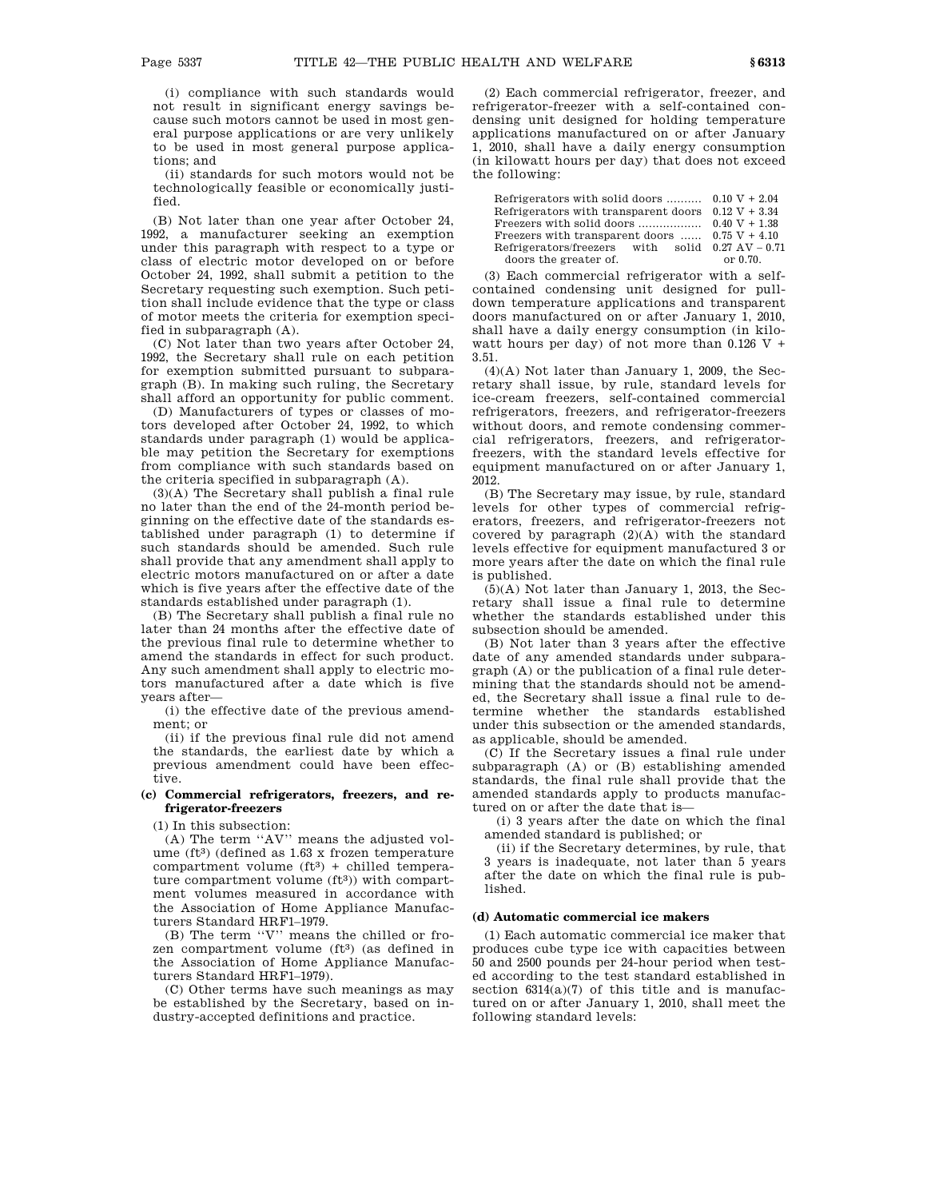(i) compliance with such standards would not result in significant energy savings because such motors cannot be used in most general purpose applications or are very unlikely to be used in most general purpose applications; and

(ii) standards for such motors would not be technologically feasible or economically justified.

(B) Not later than one year after October 24, 1992, a manufacturer seeking an exemption under this paragraph with respect to a type or class of electric motor developed on or before October 24, 1992, shall submit a petition to the Secretary requesting such exemption. Such petition shall include evidence that the type or class of motor meets the criteria for exemption specified in subparagraph (A).

(C) Not later than two years after October 24, 1992, the Secretary shall rule on each petition for exemption submitted pursuant to subparagraph (B). In making such ruling, the Secretary shall afford an opportunity for public comment.

(D) Manufacturers of types or classes of motors developed after October 24, 1992, to which standards under paragraph (1) would be applicable may petition the Secretary for exemptions from compliance with such standards based on the criteria specified in subparagraph (A).

(3)(A) The Secretary shall publish a final rule no later than the end of the 24-month period beginning on the effective date of the standards established under paragraph (1) to determine if such standards should be amended. Such rule shall provide that any amendment shall apply to electric motors manufactured on or after a date which is five years after the effective date of the standards established under paragraph (1).

(B) The Secretary shall publish a final rule no later than 24 months after the effective date of the previous final rule to determine whether to amend the standards in effect for such product. Any such amendment shall apply to electric motors manufactured after a date which is five years after—

(i) the effective date of the previous amendment; or

(ii) if the previous final rule did not amend the standards, the earliest date by which a previous amendment could have been effective.

#### (c) Commercial refrigerators, freezers, and refrigerator-freezers

(1) In this subsection:

(A) The term ''AV'' means the adjusted volume (ft$^3$) (defined as 1.63 x frozen temperature compartment volume (ft$^3$) + chilled temperature compartment volume (ft$^3$)) with compartment volumes measured in accordance with the Association of Home Appliance Manufacturers Standard HRF1–1979.

(B) The term ''V'' means the chilled or frozen compartment volume (ft$^3$) (as defined in the Association of Home Appliance Manufacturers Standard HRF1–1979).

(C) Other terms have such meanings as may be established by the Secretary, based on industry-accepted definitions and practice.

(2) Each commercial refrigerator, freezer, and refrigerator-freezer with a self-contained condensing unit designed for holding temperature applications manufactured on or after January 1, 2010, shall have a daily energy consumption (in kilowatt hours per day) that does not exceed the following:

| | |
|---|---|
| Refrigerators with solid doors .......... | 0.10 V + 2.04 |
| Refrigerators with transparent doors | 0.12 V + 3.34 |
| Freezers with solid doors .................. | 0.40 V + 1.38 |
| Freezers with transparent doors ...... | 0.75 V + 4.10 |
| Refrigerators/freezers with solid doors the greater of. | 0.27 AV – 0.71 or 0.70. |

(3) Each commercial refrigerator with a self-contained condensing unit designed for pull-down temperature applications and transparent doors manufactured on or after January 1, 2010, shall have a daily energy consumption (in kilowatt hours per day) of not more than 0.126 V + 3.51.

(4)(A) Not later than January 1, 2009, the Secretary shall issue, by rule, standard levels for ice-cream freezers, self-contained commercial refrigerators, freezers, and refrigerator-freezers without doors, and remote condensing commercial refrigerators, freezers, and refrigerator-freezers, with the standard levels effective for equipment manufactured on or after January 1, 2012.

(B) The Secretary may issue, by rule, standard levels for other types of commercial refrigerators, freezers, and refrigerator-freezers not covered by paragraph (2)(A) with the standard levels effective for equipment manufactured 3 or more years after the date on which the final rule is published.

(5)(A) Not later than January 1, 2013, the Secretary shall issue a final rule to determine whether the standards established under this subsection should be amended.

(B) Not later than 3 years after the effective date of any amended standards under subparagraph (A) or the publication of a final rule determining that the standards should not be amended, the Secretary shall issue a final rule to determine whether the standards established under this subsection or the amended standards, as applicable, should be amended.

(C) If the Secretary issues a final rule under subparagraph (A) or (B) establishing amended standards, the final rule shall provide that the amended standards apply to products manufactured on or after the date that is—

(i) 3 years after the date on which the final amended standard is published; or

(ii) if the Secretary determines, by rule, that 3 years is inadequate, not later than 5 years after the date on which the final rule is published.

#### (d) Automatic commercial ice makers

(1) Each automatic commercial ice maker that produces cube type ice with capacities between 50 and 2500 pounds per 24-hour period when tested according to the test standard established in section 6314(a)(7) of this title and is manufactured on or after January 1, 2010, shall meet the following standard levels: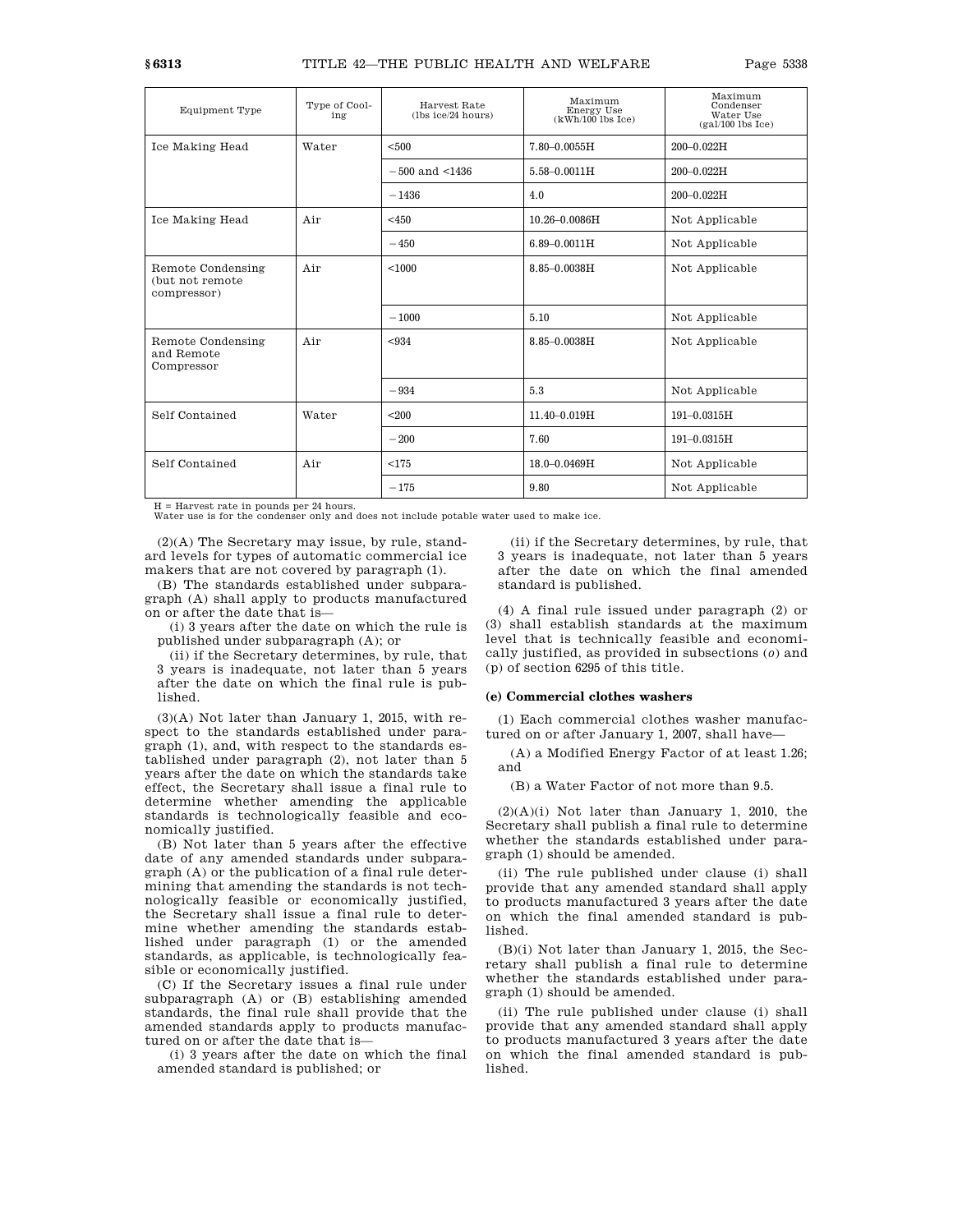| Equipment Type | Type of Cooling | Harvest Rate (lbs ice/24 hours) | Maximum Energy Use (kWh/100 lbs Ice) | Maximum Condenser Water Use (gal/100 lbs Ice) |
|---|---|---|---|---|
| Ice Making Head | Water | <500 | 7.80–0.0055H | 200–0.022H |
| | | −500 and <1436 | 5.58–0.0011H | 200–0.022H |
| | | −1436 | 4.0 | 200–0.022H |
| Ice Making Head | Air | <450 | 10.26–0.0086H | Not Applicable |
| | | −450 | 6.89–0.0011H | Not Applicable |
| Remote Condensing (but not remote compressor) | Air | <1000 | 8.85–0.0038H | Not Applicable |
| | | −1000 | 5.10 | Not Applicable |
| Remote Condensing and Remote Compressor | Air | <934 | 8.85–0.0038H | Not Applicable |
| | | −934 | 5.3 | Not Applicable |
| Self Contained | Water | <200 | 11.40–0.019H | 191–0.0315H |
| | | −200 | 7.60 | 191–0.0315H |
| Self Contained | Air | <175 | 18.0–0.0469H | Not Applicable |
| | | −175 | 9.80 | Not Applicable |

H = Harvest rate in pounds per 24 hours.
Water use is for the condenser only and does not include potable water used to make ice.

(2)(A) The Secretary may issue, by rule, standard levels for types of automatic commercial ice makers that are not covered by paragraph (1).

(B) The standards established under subparagraph (A) shall apply to products manufactured on or after the date that is—

(i) 3 years after the date on which the rule is published under subparagraph (A); or

(ii) if the Secretary determines, by rule, that 3 years is inadequate, not later than 5 years after the date on which the final rule is published.

(3)(A) Not later than January 1, 2015, with respect to the standards established under paragraph (1), and, with respect to the standards established under paragraph (2), not later than 5 years after the date on which the standards take effect, the Secretary shall issue a final rule to determine whether amending the applicable standards is technologically feasible and economically justified.

(B) Not later than 5 years after the effective date of any amended standards under subparagraph (A) or the publication of a final rule determining that amending the standards is not technologically feasible or economically justified, the Secretary shall issue a final rule to determine whether amending the standards established under paragraph (1) or the amended standards, as applicable, is technologically feasible or economically justified.

(C) If the Secretary issues a final rule under subparagraph (A) or (B) establishing amended standards, the final rule shall provide that the amended standards apply to products manufactured on or after the date that is—

(i) 3 years after the date on which the final amended standard is published; or

(ii) if the Secretary determines, by rule, that 3 years is inadequate, not later than 5 years after the date on which the final amended standard is published.

(4) A final rule issued under paragraph (2) or (3) shall establish standards at the maximum level that is technically feasible and economically justified, as provided in subsections (*o*) and (p) of section 6295 of this title.

**(e) Commercial clothes washers**

(1) Each commercial clothes washer manufactured on or after January 1, 2007, shall have—

(A) a Modified Energy Factor of at least 1.26; and

(B) a Water Factor of not more than 9.5.

(2)(A)(i) Not later than January 1, 2010, the Secretary shall publish a final rule to determine whether the standards established under paragraph (1) should be amended.

(ii) The rule published under clause (i) shall provide that any amended standard shall apply to products manufactured 3 years after the date on which the final amended standard is published.

(B)(i) Not later than January 1, 2015, the Secretary shall publish a final rule to determine whether the standards established under paragraph (1) should be amended.

(ii) The rule published under clause (i) shall provide that any amended standard shall apply to products manufactured 3 years after the date on which the final amended standard is published.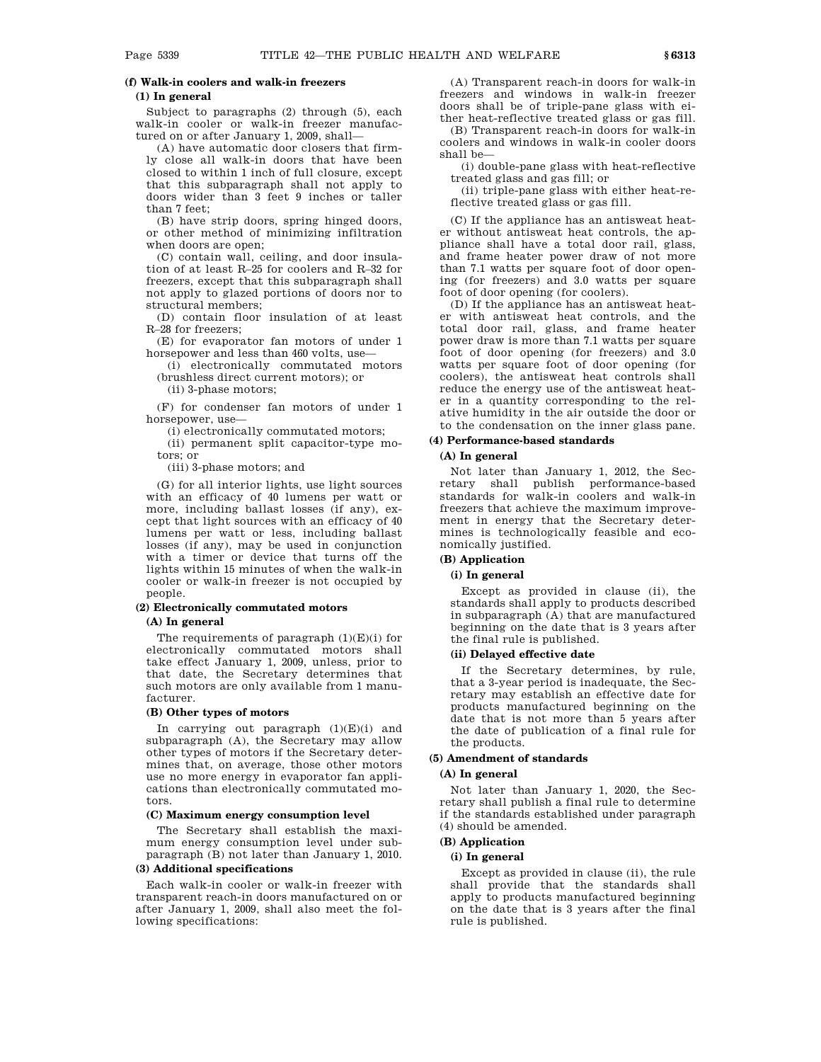**(f) Walk-in coolers and walk-in freezers**

**(1) In general**

Subject to paragraphs (2) through (5), each walk-in cooler or walk-in freezer manufactured on or after January 1, 2009, shall—

(A) have automatic door closers that firmly close all walk-in doors that have been closed to within 1 inch of full closure, except that this subparagraph shall not apply to doors wider than 3 feet 9 inches or taller than 7 feet;

(B) have strip doors, spring hinged doors, or other method of minimizing infiltration when doors are open;

(C) contain wall, ceiling, and door insulation of at least R–25 for coolers and R–32 for freezers, except that this subparagraph shall not apply to glazed portions of doors nor to structural members;

(D) contain floor insulation of at least R–28 for freezers;

(E) for evaporator fan motors of under 1 horsepower and less than 460 volts, use—

(i) electronically commutated motors (brushless direct current motors); or

(ii) 3-phase motors;

(F) for condenser fan motors of under 1 horsepower, use—

(i) electronically commutated motors;

(ii) permanent split capacitor-type motors; or

(iii) 3-phase motors; and

(G) for all interior lights, use light sources with an efficacy of 40 lumens per watt or more, including ballast losses (if any), except that light sources with an efficacy of 40 lumens per watt or less, including ballast losses (if any), may be used in conjunction with a timer or device that turns off the lights within 15 minutes of when the walk-in cooler or walk-in freezer is not occupied by people.

**(2) Electronically commutated motors**

**(A) In general**

The requirements of paragraph (1)(E)(i) for electronically commutated motors shall take effect January 1, 2009, unless, prior to that date, the Secretary determines that such motors are only available from 1 manufacturer.

**(B) Other types of motors**

In carrying out paragraph (1)(E)(i) and subparagraph (A), the Secretary may allow other types of motors if the Secretary determines that, on average, those other motors use no more energy in evaporator fan applications than electronically commutated motors.

**(C) Maximum energy consumption level**

The Secretary shall establish the maximum energy consumption level under subparagraph (B) not later than January 1, 2010.

**(3) Additional specifications**

Each walk-in cooler or walk-in freezer with transparent reach-in doors manufactured on or after January 1, 2009, shall also meet the following specifications:

(A) Transparent reach-in doors for walk-in freezers and windows in walk-in freezer doors shall be of triple-pane glass with either heat-reflective treated glass or gas fill.

(B) Transparent reach-in doors for walk-in coolers and windows in walk-in cooler doors shall be—

(i) double-pane glass with heat-reflective treated glass and gas fill; or

(ii) triple-pane glass with either heat-reflective treated glass or gas fill.

(C) If the appliance has an antisweat heater without antisweat heat controls, the appliance shall have a total door rail, glass, and frame heater power draw of not more than 7.1 watts per square foot of door opening (for freezers) and 3.0 watts per square foot of door opening (for coolers).

(D) If the appliance has an antisweat heater with antisweat heat controls, and the total door rail, glass, and frame heater power draw is more than 7.1 watts per square foot of door opening (for freezers) and 3.0 watts per square foot of door opening (for coolers), the antisweat heat controls shall reduce the energy use of the antisweat heater in a quantity corresponding to the relative humidity in the air outside the door or to the condensation on the inner glass pane.

**(4) Performance-based standards**

**(A) In general**

Not later than January 1, 2012, the Secretary shall publish performance-based standards for walk-in coolers and walk-in freezers that achieve the maximum improvement in energy that the Secretary determines is technologically feasible and economically justified.

**(B) Application**

**(i) In general**

Except as provided in clause (ii), the standards shall apply to products described in subparagraph (A) that are manufactured beginning on the date that is 3 years after the final rule is published.

**(ii) Delayed effective date**

If the Secretary determines, by rule, that a 3-year period is inadequate, the Secretary may establish an effective date for products manufactured beginning on the date that is not more than 5 years after the date of publication of a final rule for the products.

**(5) Amendment of standards**

**(A) In general**

Not later than January 1, 2020, the Secretary shall publish a final rule to determine if the standards established under paragraph (4) should be amended.

**(B) Application**

**(i) In general**

Except as provided in clause (ii), the rule shall provide that the standards shall apply to products manufactured beginning on the date that is 3 years after the final rule is published.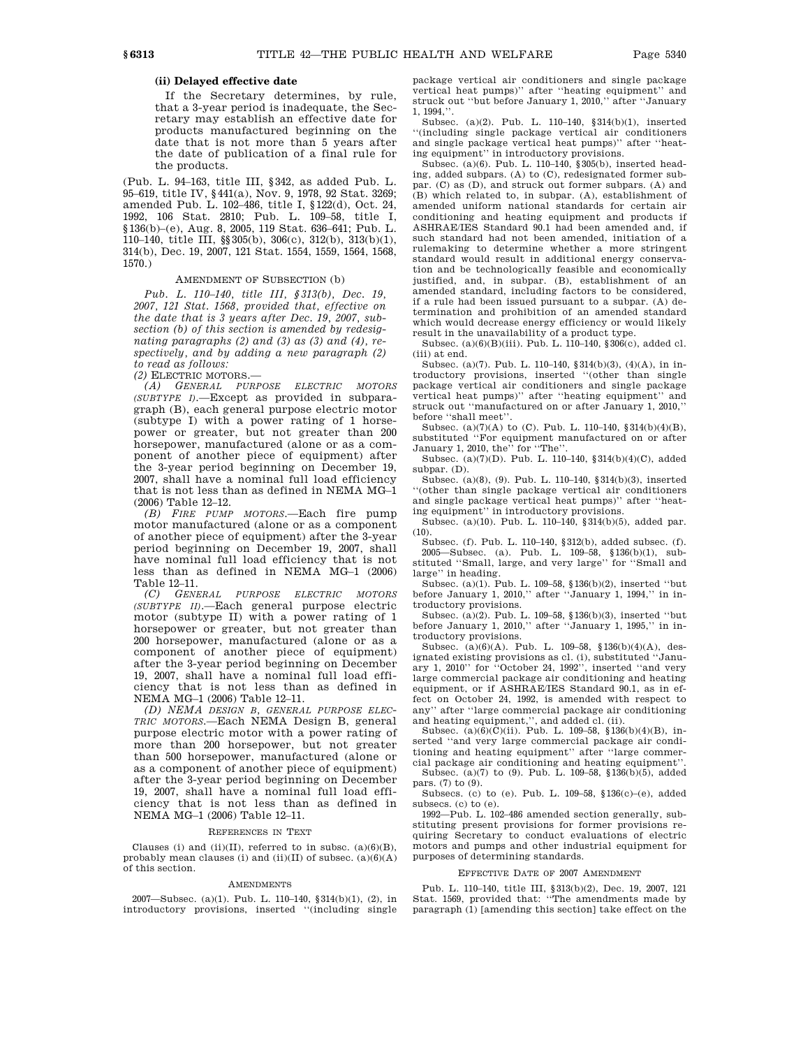**(ii) Delayed effective date**

If the Secretary determines, by rule, that a 3-year period is inadequate, the Secretary may establish an effective date for products manufactured beginning on the date that is not more than 5 years after the date of publication of a final rule for the products.

(Pub. L. 94–163, title III, §342, as added Pub. L. 95–619, title IV, §441(a), Nov. 9, 1978, 92 Stat. 3269; amended Pub. L. 102–486, title I, §122(d), Oct. 24, 1992, 106 Stat. 2810; Pub. L. 109–58, title I, §136(b)–(e), Aug. 8, 2005, 119 Stat. 636–641; Pub. L. 110–140, title III, §§305(b), 306(c), 312(b), 313(b)(1), 314(b), Dec. 19, 2007, 121 Stat. 1554, 1559, 1564, 1568, 1570.)

AMENDMENT OF SUBSECTION (b)

*Pub. L. 110–140, title III, §313(b), Dec. 19, 2007, 121 Stat. 1568, provided that, effective on the date that is 3 years after Dec. 19, 2007, subsection (b) of this section is amended by redesignating paragraphs (2) and (3) as (3) and (4), respectively, and by adding a new paragraph (2) to read as follows:*

*(2)* ELECTRIC MOTORS.—

*(A) GENERAL PURPOSE ELECTRIC MOTORS (SUBTYPE I).*—Except as provided in subparagraph (B), each general purpose electric motor (subtype I) with a power rating of 1 horsepower or greater, but not greater than 200 horsepower, manufactured (alone or as a component of another piece of equipment) after the 3-year period beginning on December 19, 2007, shall have a nominal full load efficiency that is not less than as defined in NEMA MG–1 (2006) Table 12–12.

*(B) FIRE PUMP MOTORS.*—Each fire pump motor manufactured (alone or as a component of another piece of equipment) after the 3-year period beginning on December 19, 2007, shall have nominal full load efficiency that is not less than as defined in NEMA MG–1 (2006) Table 12–11.

*(C) GENERAL PURPOSE ELECTRIC MOTORS (SUBTYPE II).*—Each general purpose electric motor (subtype II) with a power rating of 1 horsepower or greater, but not greater than 200 horsepower, manufactured (alone or as a component of another piece of equipment) after the 3-year period beginning on December 19, 2007, shall have a nominal full load efficiency that is not less than as defined in NEMA MG–1 (2006) Table 12–11.

*(D) NEMA DESIGN B, GENERAL PURPOSE ELECTRIC MOTORS.*—Each NEMA Design B, general purpose electric motor with a power rating of more than 200 horsepower, but not greater than 500 horsepower, manufactured (alone or as a component of another piece of equipment) after the 3-year period beginning on December 19, 2007, shall have a nominal full load efficiency that is not less than as defined in NEMA MG–1 (2006) Table 12–11.

REFERENCES IN TEXT

Clauses (i) and (ii)(II), referred to in subsc. (a)(6)(B), probably mean clauses (i) and (ii)(II) of subsec. (a)(6)(A) of this section.

AMENDMENTS

2007—Subsec. (a)(1). Pub. L. 110–140, §314(b)(1), (2), in introductory provisions, inserted "(including single package vertical air conditioners and single package vertical heat pumps)" after "heating equipment" and struck out "but before January 1, 2010," after "January 1, 1994,".

Subsec. (a)(2). Pub. L. 110–140, §314(b)(1), inserted "(including single package vertical air conditioners and single package vertical heat pumps)" after "heating equipment" in introductory provisions.

Subsec. (a)(6). Pub. L. 110–140, §305(b), inserted heading, added subpars. (A) to (C), redesignated former subpar. (C) as (D), and struck out former subpars. (A) and (B) which related to, in subpar. (A), establishment of amended uniform national standards for certain air conditioning and heating equipment and products if ASHRAE/IES Standard 90.1 had been amended and, if such standard had not been amended, initiation of a rulemaking to determine whether a more stringent standard would result in additional energy conservation and be technologically feasible and economically justified, and, in subpar. (B), establishment of an amended standard, including factors to be considered, if a rule had been issued pursuant to a subpar. (A) determination and prohibition of an amended standard which would decrease energy efficiency or would likely result in the unavailability of a product type.

Subsec. (a)(6)(B)(iii). Pub. L. 110–140, §306(c), added cl. (iii) at end.

Subsec. (a)(7). Pub. L. 110–140, §314(b)(3), (4)(A), in introductory provisions, inserted "(other than single package vertical air conditioners and single package vertical heat pumps)" after "heating equipment" and struck out "manufactured on or after January 1, 2010," before "shall meet".

Subsec. (a)(7)(A) to (C). Pub. L. 110–140, §314(b)(4)(B), substituted "For equipment manufactured on or after January 1, 2010, the" for "The".

Subsec. (a)(7)(D). Pub. L. 110–140, §314(b)(4)(C), added subpar. (D).

Subsec. (a)(8), (9). Pub. L. 110–140, §314(b)(3), inserted "(other than single package vertical air conditioners and single package vertical heat pumps)" after "heating equipment" in introductory provisions.

Subsec. (a)(10). Pub. L. 110–140, §314(b)(5), added par. (10).

Subsec. (f). Pub. L. 110–140, §312(b), added subsec. (f).

2005—Subsec. (a). Pub. L. 109–58, §136(b)(1), substituted "Small, large, and very large" for "Small and large" in heading.

Subsec. (a)(1). Pub. L. 109–58, §136(b)(2), inserted "but before January 1, 2010," after "January 1, 1994," in introductory provisions.

Subsec. (a)(2). Pub. L. 109–58, §136(b)(3), inserted "but before January 1, 2010," after "January 1, 1995," in introductory provisions.

Subsec. (a)(6)(A). Pub. L. 109–58, §136(b)(4)(A), designated existing provisions as cl. (i), substituted "January 1, 2010" for "October 24, 1992", inserted "and very large commercial package air conditioning and heating equipment, or if ASHRAE/IES Standard 90.1, as in effect on October 24, 1992, is amended with respect to any" after "large commercial package air conditioning and heating equipment,", and added cl. (ii).

Subsec. (a)(6)(C)(ii). Pub. L. 109–58, §136(b)(4)(B), inserted "and very large commercial package air conditioning and heating equipment" after "large commercial package air conditioning and heating equipment".

Subsec. (a)(7) to (9). Pub. L. 109–58, §136(b)(5), added pars. (7) to (9).

Subsecs. (c) to (e). Pub. L. 109–58, §136(c)–(e), added subsecs. (c) to (e).

1992—Pub. L. 102–486 amended section generally, substituting present provisions for former provisions requiring Secretary to conduct evaluations of electric motors and pumps and other industrial equipment for purposes of determining standards.

EFFECTIVE DATE OF 2007 AMENDMENT

Pub. L. 110–140, title III, §313(b)(2), Dec. 19, 2007, 121 Stat. 1569, provided that: "The amendments made by paragraph (1) [amending this section] take effect on the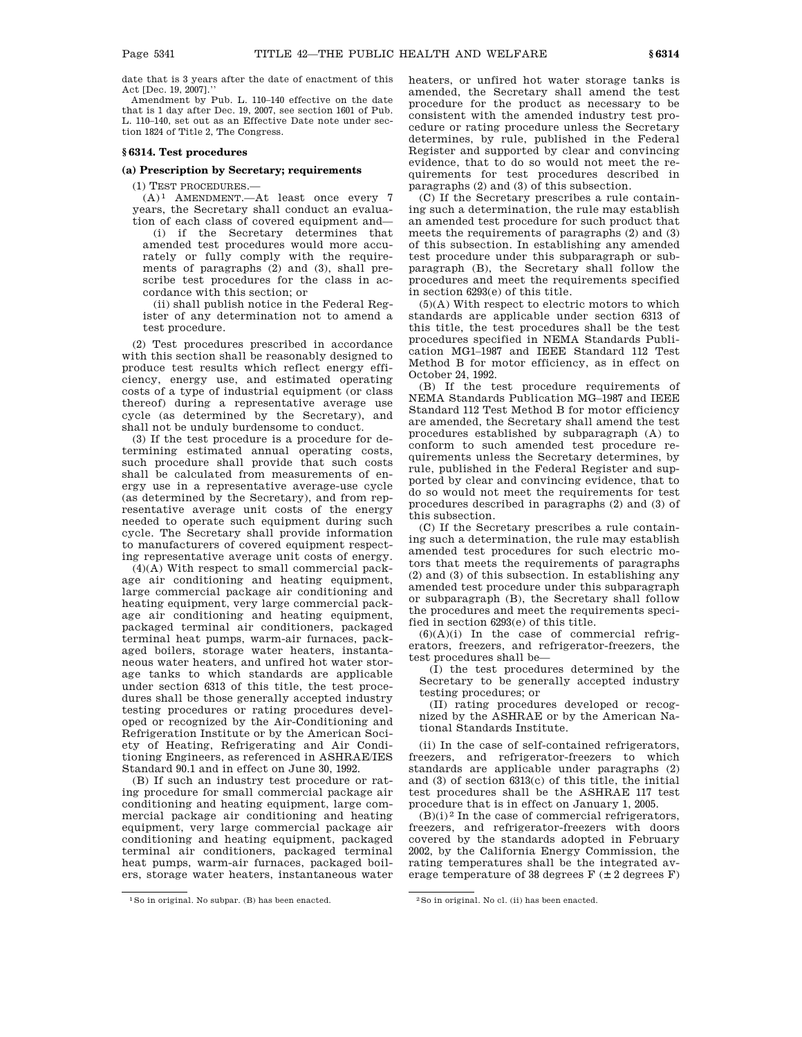date that is 3 years after the date of enactment of this Act [Dec. 19, 2007].''

Amendment by Pub. L. 110–140 effective on the date that is 1 day after Dec. 19, 2007, see section 1601 of Pub. L. 110–140, set out as an Effective Date note under section 1824 of Title 2, The Congress.

### § 6314. Test procedures

#### (a) Prescription by Secretary; requirements

(1) TEST PROCEDURES.—

(A)[1] AMENDMENT.—At least once every 7 years, the Secretary shall conduct an evaluation of each class of covered equipment and—

(i) if the Secretary determines that amended test procedures would more accurately or fully comply with the requirements of paragraphs (2) and (3), shall prescribe test procedures for the class in accordance with this section; or

(ii) shall publish notice in the Federal Register of any determination not to amend a test procedure.

(2) Test procedures prescribed in accordance with this section shall be reasonably designed to produce test results which reflect energy efficiency, energy use, and estimated operating costs of a type of industrial equipment (or class thereof) during a representative average use cycle (as determined by the Secretary), and shall not be unduly burdensome to conduct.

(3) If the test procedure is a procedure for determining estimated annual operating costs, such procedure shall provide that such costs shall be calculated from measurements of energy use in a representative average-use cycle (as determined by the Secretary), and from representative average unit costs of the energy needed to operate such equipment during such cycle. The Secretary shall provide information to manufacturers of covered equipment respecting representative average unit costs of energy.

(4)(A) With respect to small commercial package air conditioning and heating equipment, large commercial package air conditioning and heating equipment, very large commercial package air conditioning and heating equipment, packaged terminal air conditioners, packaged terminal heat pumps, warm-air furnaces, packaged boilers, storage water heaters, instantaneous water heaters, and unfired hot water storage tanks to which standards are applicable under section 6313 of this title, the test procedures shall be those generally accepted industry testing procedures or rating procedures developed or recognized by the Air-Conditioning and Refrigeration Institute or by the American Society of Heating, Refrigerating and Air Conditioning Engineers, as referenced in ASHRAE/IES Standard 90.1 and in effect on June 30, 1992.

(B) If such an industry test procedure or rating procedure for small commercial package air conditioning and heating equipment, large commercial package air conditioning and heating equipment, very large commercial package air conditioning and heating equipment, packaged terminal air conditioners, packaged terminal heat pumps, warm-air furnaces, packaged boilers, storage water heaters, instantaneous water heaters, or unfired hot water storage tanks is amended, the Secretary shall amend the test procedure for the product as necessary to be consistent with the amended industry test procedure or rating procedure unless the Secretary determines, by rule, published in the Federal Register and supported by clear and convincing evidence, that to do so would not meet the requirements for test procedures described in paragraphs (2) and (3) of this subsection.

(C) If the Secretary prescribes a rule containing such a determination, the rule may establish an amended test procedure for such product that meets the requirements of paragraphs (2) and (3) of this subsection. In establishing any amended test procedure under this subparagraph or subparagraph (B), the Secretary shall follow the procedures and meet the requirements specified in section 6293(e) of this title.

(5)(A) With respect to electric motors to which standards are applicable under section 6313 of this title, the test procedures shall be the test procedures specified in NEMA Standards Publication MG1–1987 and IEEE Standard 112 Test Method B for motor efficiency, as in effect on October 24, 1992.

(B) If the test procedure requirements of NEMA Standards Publication MG–1987 and IEEE Standard 112 Test Method B for motor efficiency are amended, the Secretary shall amend the test procedures established by subparagraph (A) to conform to such amended test procedure requirements unless the Secretary determines, by rule, published in the Federal Register and supported by clear and convincing evidence, that to do so would not meet the requirements for test procedures described in paragraphs (2) and (3) of this subsection.

(C) If the Secretary prescribes a rule containing such a determination, the rule may establish amended test procedures for such electric motors that meets the requirements of paragraphs (2) and (3) of this subsection. In establishing any amended test procedure under this subparagraph or subparagraph (B), the Secretary shall follow the procedures and meet the requirements specified in section 6293(e) of this title.

(6)(A)(i) In the case of commercial refrigerators, freezers, and refrigerator-freezers, the test procedures shall be—

(I) the test procedures determined by the Secretary to be generally accepted industry testing procedures; or

(II) rating procedures developed or recognized by the ASHRAE or by the American National Standards Institute.

(ii) In the case of self-contained refrigerators, freezers, and refrigerator-freezers to which standards are applicable under paragraphs (2) and (3) of section 6313(c) of this title, the initial test procedures shall be the ASHRAE 117 test procedure that is in effect on January 1, 2005.

(B)(i)[2] In the case of commercial refrigerators, freezers, and refrigerator-freezers with doors covered by the standards adopted in February 2002, by the California Energy Commission, the rating temperatures shall be the integrated average temperature of 38 degrees F (± 2 degrees F)

---

[1] So in original. No subpar. (B) has been enacted.

[2] So in original. No cl. (ii) has been enacted.